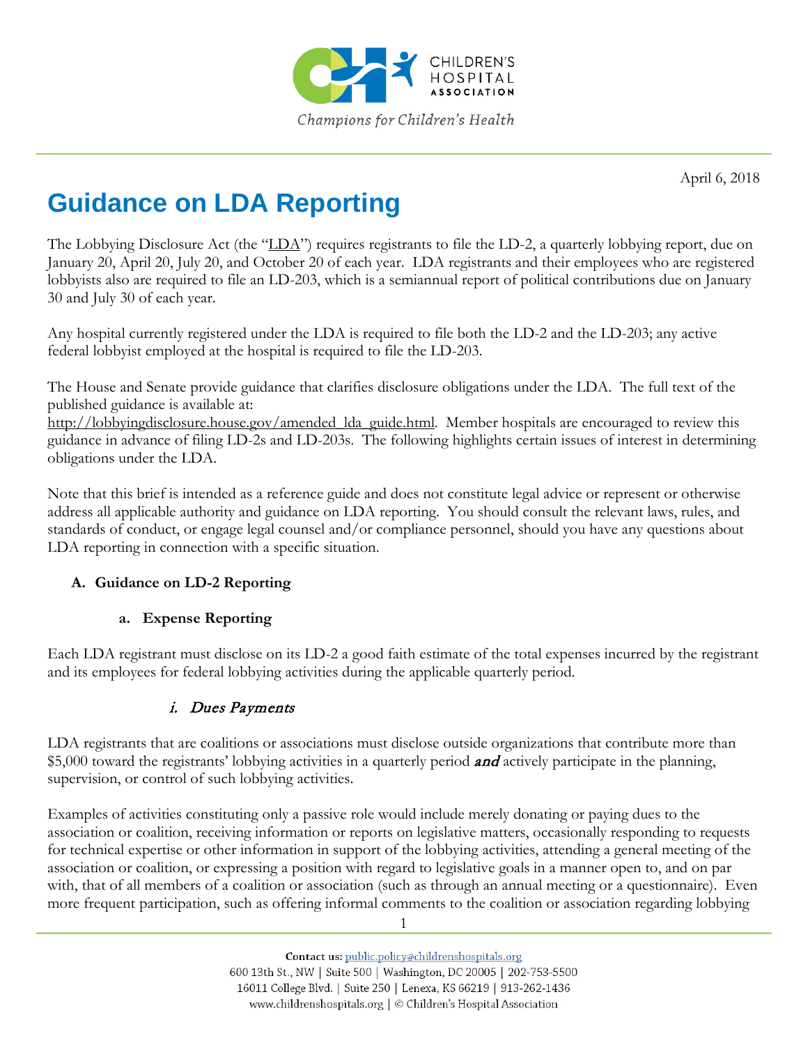April 6, 2018

# Guidance on LDA Reporting

The Lobbying Disclosure Act (the "LDA") requires registrants to file the LD-2, a quarterly lobbying report, due on January 20, April 20, July 20, and October 20 of each year. LDA registrants and their employees who are registered lobbyists also are required to file an LD-203, which is a semiannual report of political contributions due on January 30 and July 30 of each year.

Any hospital currently registered under the LDA is required to file both the LD-2 and the LD-203; any active federal lobbyist employed at the hospital is required to file the LD-203.

The House and Senate provide guidance that clarifies disclosure obligations under the LDA. The full text of the published guidance is available at: http://lobbyingdisclosure.house.gov/amended_lda_guide.html. Member hospitals are encouraged to review this guidance in advance of filing LD-2s and LD-203s. The following highlights certain issues of interest in determining obligations under the LDA.

Note that this brief is intended as a reference guide and does not constitute legal advice or represent or otherwise address all applicable authority and guidance on LDA reporting. You should consult the relevant laws, rules, and standards of conduct, or engage legal counsel and/or compliance personnel, should you have any questions about LDA reporting in connection with a specific situation.

## A. Guidance on LD-2 Reporting

### a. Expense Reporting

Each LDA registrant must disclose on its LD-2 a good faith estimate of the total expenses incurred by the registrant and its employees for federal lobbying activities during the applicable quarterly period.

#### *i. Dues Payments*

LDA registrants that are coalitions or associations must disclose outside organizations that contribute more than $5,000 toward the registrants' lobbying activities in a quarterly period ***and*** actively participate in the planning, supervision, or control of such lobbying activities.

Examples of activities constituting only a passive role would include merely donating or paying dues to the association or coalition, receiving information or reports on legislative matters, occasionally responding to requests for technical expertise or other information in support of the lobbying activities, attending a general meeting of the association or coalition, or expressing a position with regard to legislative goals in a manner open to, and on par with, that of all members of a coalition or association (such as through an annual meeting or a questionnaire). Even more frequent participation, such as offering informal comments to the coalition or association regarding lobbying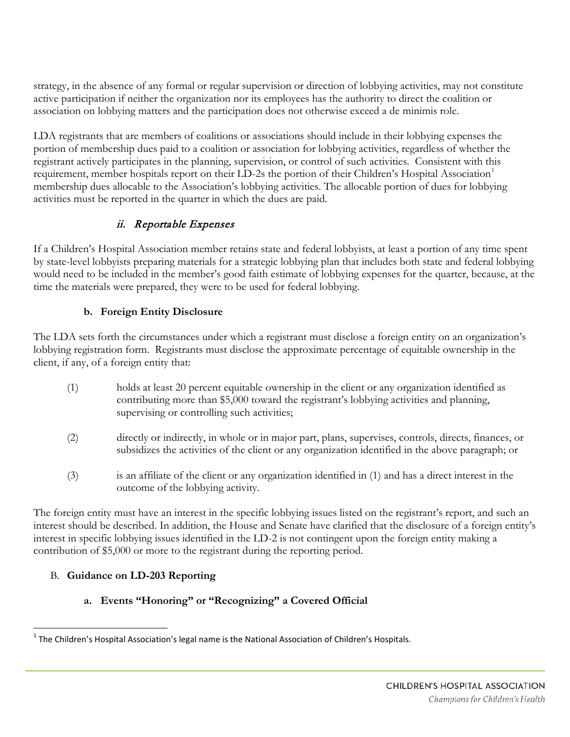strategy, in the absence of any formal or regular supervision or direction of lobbying activities, may not constitute active participation if neither the organization nor its employees has the authority to direct the coalition or association on lobbying matters and the participation does not otherwise exceed a de minimis role.

LDA registrants that are members of coalitions or associations should include in their lobbying expenses the portion of membership dues paid to a coalition or association for lobbying activities, regardless of whether the registrant actively participates in the planning, supervision, or control of such activities. Consistent with this requirement, member hospitals report on their LD-2s the portion of their Children's Hospital Association[1] membership dues allocable to the Association's lobbying activities. The allocable portion of dues for lobbying activities must be reported in the quarter in which the dues are paid.

### *ii. Reportable Expenses*

If a Children's Hospital Association member retains state and federal lobbyists, at least a portion of any time spent by state-level lobbyists preparing materials for a strategic lobbying plan that includes both state and federal lobbying would need to be included in the member's good faith estimate of lobbying expenses for the quarter, because, at the time the materials were prepared, they were to be used for federal lobbying.

### b. Foreign Entity Disclosure

The LDA sets forth the circumstances under which a registrant must disclose a foreign entity on an organization's lobbying registration form. Registrants must disclose the approximate percentage of equitable ownership in the client, if any, of a foreign entity that:

(1) holds at least 20 percent equitable ownership in the client or any organization identified as contributing more than $5,000 toward the registrant's lobbying activities and planning, supervising or controlling such activities;

(2) directly or indirectly, in whole or in major part, plans, supervises, controls, directs, finances, or subsidizes the activities of the client or any organization identified in the above paragraph; or

(3) is an affiliate of the client or any organization identified in (1) and has a direct interest in the outcome of the lobbying activity.

The foreign entity must have an interest in the specific lobbying issues listed on the registrant's report, and such an interest should be described. In addition, the House and Senate have clarified that the disclosure of a foreign entity's interest in specific lobbying issues identified in the LD-2 is not contingent upon the foreign entity making a contribution of $5,000 or more to the registrant during the reporting period.

## B. Guidance on LD-203 Reporting

### a. Events "Honoring" or "Recognizing" a Covered Official

[1] The Children's Hospital Association's legal name is the National Association of Children's Hospitals.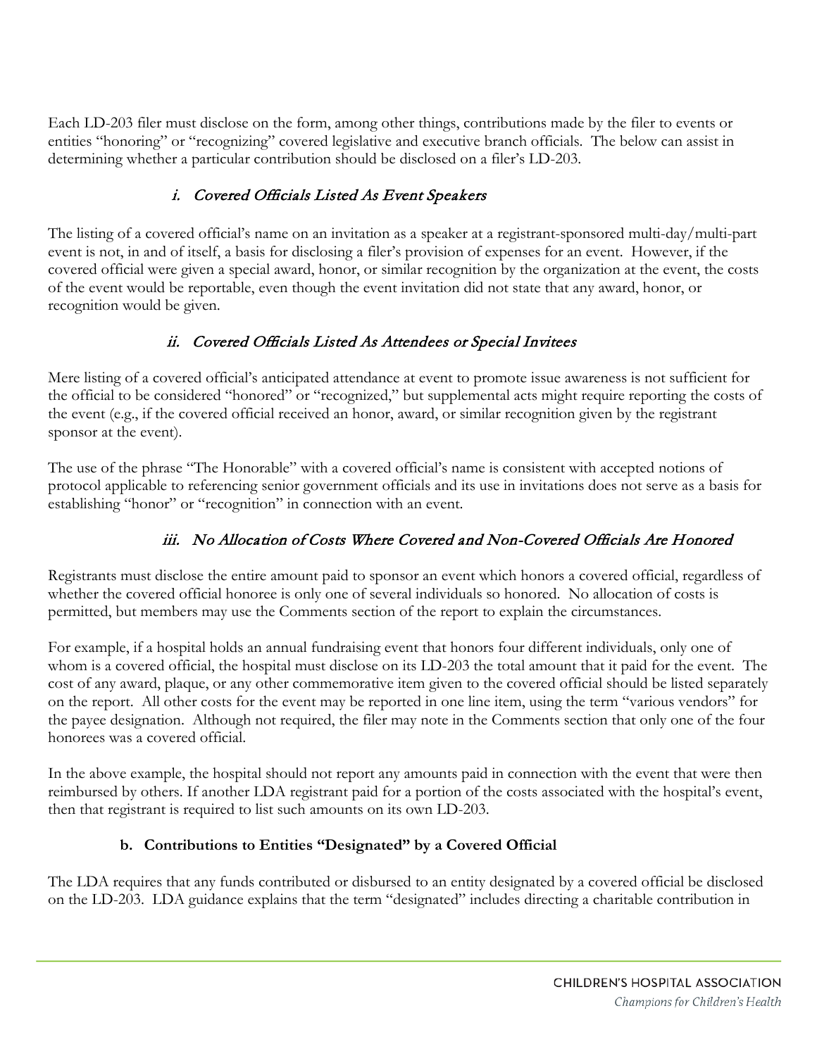Each LD-203 filer must disclose on the form, among other things, contributions made by the filer to events or entities "honoring" or "recognizing" covered legislative and executive branch officials. The below can assist in determining whether a particular contribution should be disclosed on a filer's LD-203.

#### *i. Covered Officials Listed As Event Speakers*

The listing of a covered official's name on an invitation as a speaker at a registrant-sponsored multi-day/multi-part event is not, in and of itself, a basis for disclosing a filer's provision of expenses for an event. However, if the covered official were given a special award, honor, or similar recognition by the organization at the event, the costs of the event would be reportable, even though the event invitation did not state that any award, honor, or recognition would be given.

#### *ii. Covered Officials Listed As Attendees or Special Invitees*

Mere listing of a covered official's anticipated attendance at event to promote issue awareness is not sufficient for the official to be considered "honored" or "recognized," but supplemental acts might require reporting the costs of the event (e.g., if the covered official received an honor, award, or similar recognition given by the registrant sponsor at the event).

The use of the phrase "The Honorable" with a covered official's name is consistent with accepted notions of protocol applicable to referencing senior government officials and its use in invitations does not serve as a basis for establishing "honor" or "recognition" in connection with an event.

#### *iii. No Allocation of Costs Where Covered and Non-Covered Officials Are Honored*

Registrants must disclose the entire amount paid to sponsor an event which honors a covered official, regardless of whether the covered official honoree is only one of several individuals so honored. No allocation of costs is permitted, but members may use the Comments section of the report to explain the circumstances.

For example, if a hospital holds an annual fundraising event that honors four different individuals, only one of whom is a covered official, the hospital must disclose on its LD-203 the total amount that it paid for the event. The cost of any award, plaque, or any other commemorative item given to the covered official should be listed separately on the report. All other costs for the event may be reported in one line item, using the term "various vendors" for the payee designation. Although not required, the filer may note in the Comments section that only one of the four honorees was a covered official.

In the above example, the hospital should not report any amounts paid in connection with the event that were then reimbursed by others. If another LDA registrant paid for a portion of the costs associated with the hospital's event, then that registrant is required to list such amounts on its own LD-203.

### **b. Contributions to Entities "Designated" by a Covered Official**

The LDA requires that any funds contributed or disbursed to an entity designated by a covered official be disclosed on the LD-203. LDA guidance explains that the term "designated" includes directing a charitable contribution in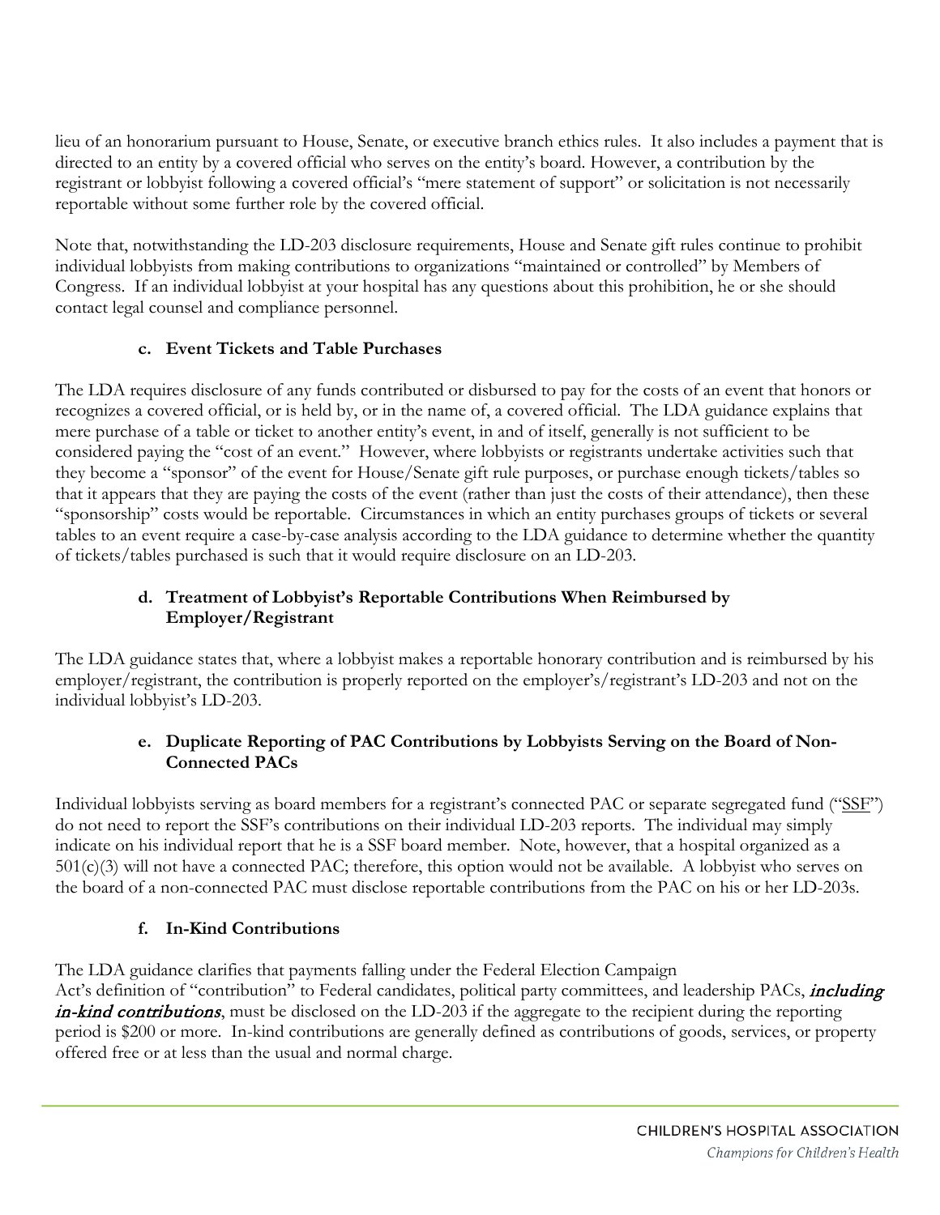lieu of an honorarium pursuant to House, Senate, or executive branch ethics rules. It also includes a payment that is directed to an entity by a covered official who serves on the entity's board. However, a contribution by the registrant or lobbyist following a covered official's "mere statement of support" or solicitation is not necessarily reportable without some further role by the covered official.

Note that, notwithstanding the LD-203 disclosure requirements, House and Senate gift rules continue to prohibit individual lobbyists from making contributions to organizations "maintained or controlled" by Members of Congress. If an individual lobbyist at your hospital has any questions about this prohibition, he or she should contact legal counsel and compliance personnel.

#### c. Event Tickets and Table Purchases

The LDA requires disclosure of any funds contributed or disbursed to pay for the costs of an event that honors or recognizes a covered official, or is held by, or in the name of, a covered official. The LDA guidance explains that mere purchase of a table or ticket to another entity's event, in and of itself, generally is not sufficient to be considered paying the "cost of an event." However, where lobbyists or registrants undertake activities such that they become a "sponsor" of the event for House/Senate gift rule purposes, or purchase enough tickets/tables so that it appears that they are paying the costs of the event (rather than just the costs of their attendance), then these "sponsorship" costs would be reportable. Circumstances in which an entity purchases groups of tickets or several tables to an event require a case-by-case analysis according to the LDA guidance to determine whether the quantity of tickets/tables purchased is such that it would require disclosure on an LD-203.

#### d. Treatment of Lobbyist's Reportable Contributions When Reimbursed by Employer/Registrant

The LDA guidance states that, where a lobbyist makes a reportable honorary contribution and is reimbursed by his employer/registrant, the contribution is properly reported on the employer's/registrant's LD-203 and not on the individual lobbyist's LD-203.

#### e. Duplicate Reporting of PAC Contributions by Lobbyists Serving on the Board of Non-Connected PACs

Individual lobbyists serving as board members for a registrant's connected PAC or separate segregated fund ("SSF") do not need to report the SSF's contributions on their individual LD-203 reports. The individual may simply indicate on his individual report that he is a SSF board member. Note, however, that a hospital organized as a 501(c)(3) will not have a connected PAC; therefore, this option would not be available. A lobbyist who serves on the board of a non-connected PAC must disclose reportable contributions from the PAC on his or her LD-203s.

#### f. In-Kind Contributions

The LDA guidance clarifies that payments falling under the Federal Election Campaign Act's definition of "contribution" to Federal candidates, political party committees, and leadership PACs, ***including in-kind contributions***, must be disclosed on the LD-203 if the aggregate to the recipient during the reporting period is $200 or more. In-kind contributions are generally defined as contributions of goods, services, or property offered free or at less than the usual and normal charge.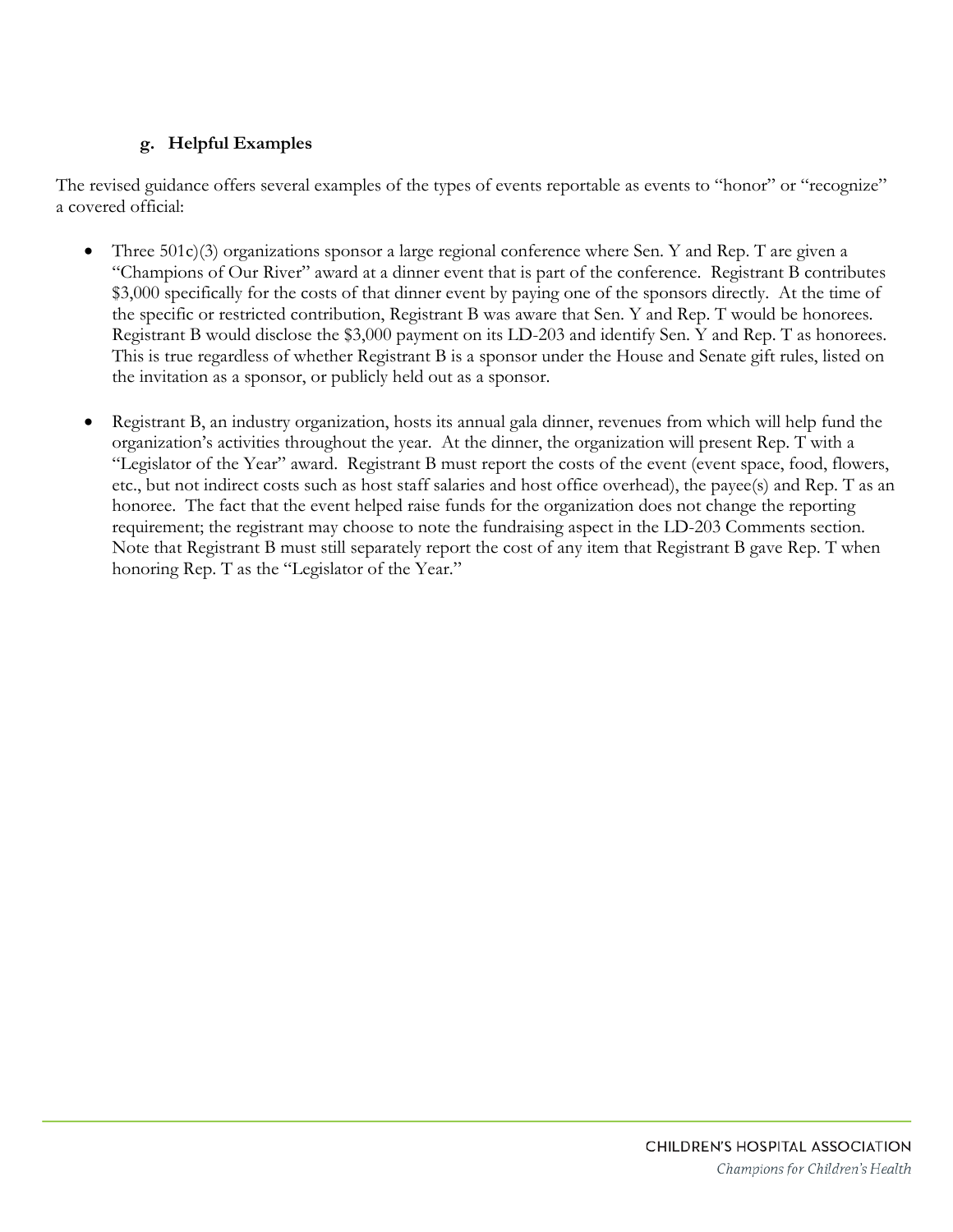### g. Helpful Examples

The revised guidance offers several examples of the types of events reportable as events to "honor" or "recognize" a covered official:

- Three 501c)(3) organizations sponsor a large regional conference where Sen. Y and Rep. T are given a "Champions of Our River" award at a dinner event that is part of the conference. Registrant B contributes $3,000 specifically for the costs of that dinner event by paying one of the sponsors directly. At the time of the specific or restricted contribution, Registrant B was aware that Sen. Y and Rep. T would be honorees. Registrant B would disclose the $3,000 payment on its LD-203 and identify Sen. Y and Rep. T as honorees. This is true regardless of whether Registrant B is a sponsor under the House and Senate gift rules, listed on the invitation as a sponsor, or publicly held out as a sponsor.

- Registrant B, an industry organization, hosts its annual gala dinner, revenues from which will help fund the organization's activities throughout the year. At the dinner, the organization will present Rep. T with a "Legislator of the Year" award. Registrant B must report the costs of the event (event space, food, flowers, etc., but not indirect costs such as host staff salaries and host office overhead), the payee(s) and Rep. T as an honoree. The fact that the event helped raise funds for the organization does not change the reporting requirement; the registrant may choose to note the fundraising aspect in the LD-203 Comments section. Note that Registrant B must still separately report the cost of any item that Registrant B gave Rep. T when honoring Rep. T as the "Legislator of the Year."